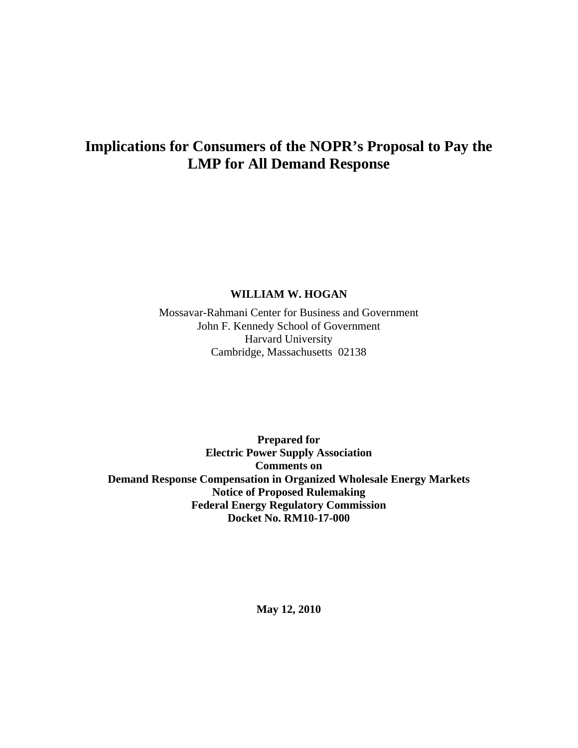# Implications for Consumers of the NOPR's Proposal to Pay the LMP for All Demand Response

**WILLIAM W. HOGAN**

Mossavar-Rahmani Center for Business and Government
John F. Kennedy School of Government
Harvard University
Cambridge, Massachusetts 02138

**Prepared for**
**Electric Power Supply Association**
**Comments on**
**Demand Response Compensation in Organized Wholesale Energy Markets**
**Notice of Proposed Rulemaking**
**Federal Energy Regulatory Commission**
**Docket No. RM10-17-000**

**May 12, 2010**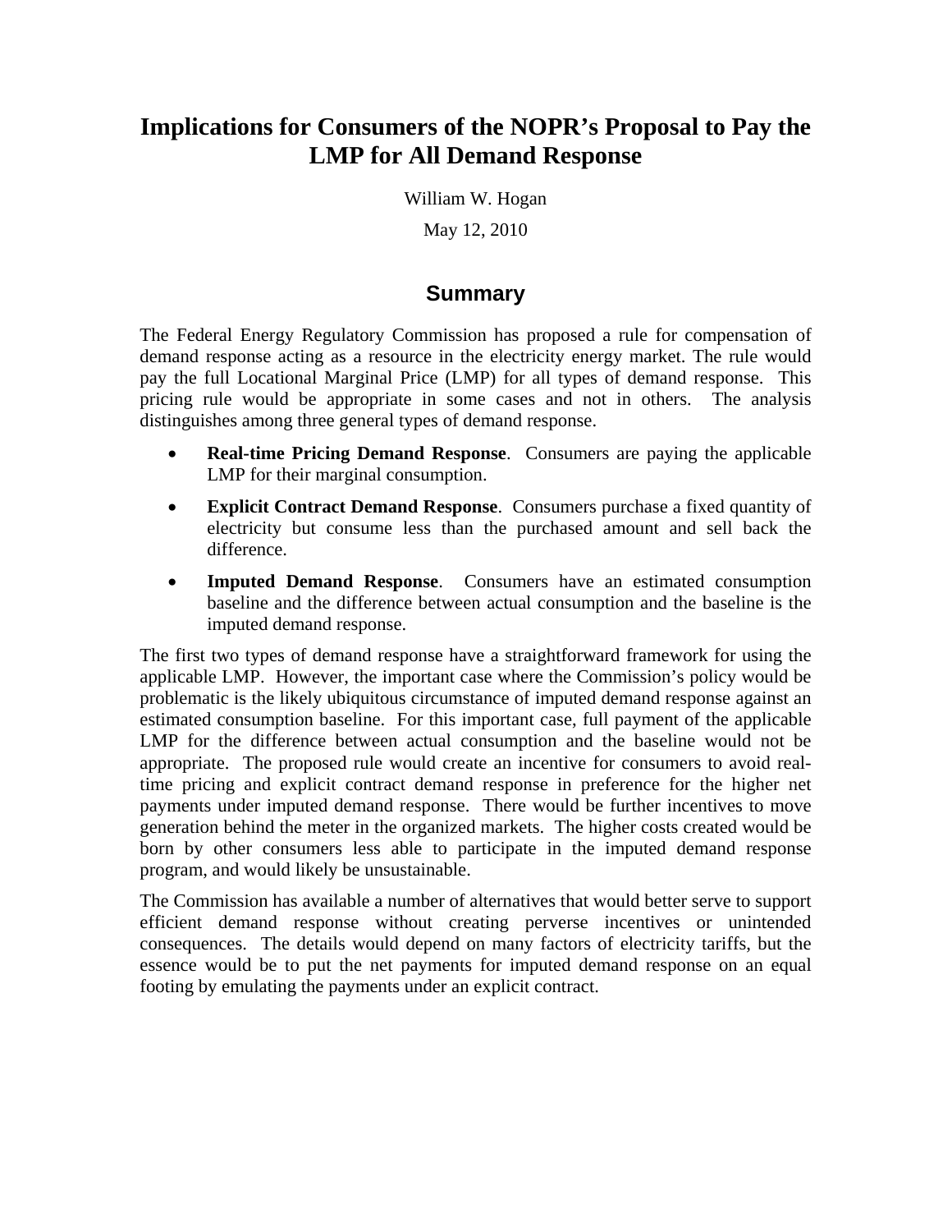# Implications for Consumers of the NOPR's Proposal to Pay the LMP for All Demand Response

William W. Hogan

May 12, 2010

## Summary

The Federal Energy Regulatory Commission has proposed a rule for compensation of demand response acting as a resource in the electricity energy market. The rule would pay the full Locational Marginal Price (LMP) for all types of demand response. This pricing rule would be appropriate in some cases and not in others. The analysis distinguishes among three general types of demand response.

- **Real-time Pricing Demand Response**. Consumers are paying the applicable LMP for their marginal consumption.
- **Explicit Contract Demand Response**. Consumers purchase a fixed quantity of electricity but consume less than the purchased amount and sell back the difference.
- **Imputed Demand Response**. Consumers have an estimated consumption baseline and the difference between actual consumption and the baseline is the imputed demand response.

The first two types of demand response have a straightforward framework for using the applicable LMP. However, the important case where the Commission's policy would be problematic is the likely ubiquitous circumstance of imputed demand response against an estimated consumption baseline. For this important case, full payment of the applicable LMP for the difference between actual consumption and the baseline would not be appropriate. The proposed rule would create an incentive for consumers to avoid real-time pricing and explicit contract demand response in preference for the higher net payments under imputed demand response. There would be further incentives to move generation behind the meter in the organized markets. The higher costs created would be born by other consumers less able to participate in the imputed demand response program, and would likely be unsustainable.

The Commission has available a number of alternatives that would better serve to support efficient demand response without creating perverse incentives or unintended consequences. The details would depend on many factors of electricity tariffs, but the essence would be to put the net payments for imputed demand response on an equal footing by emulating the payments under an explicit contract.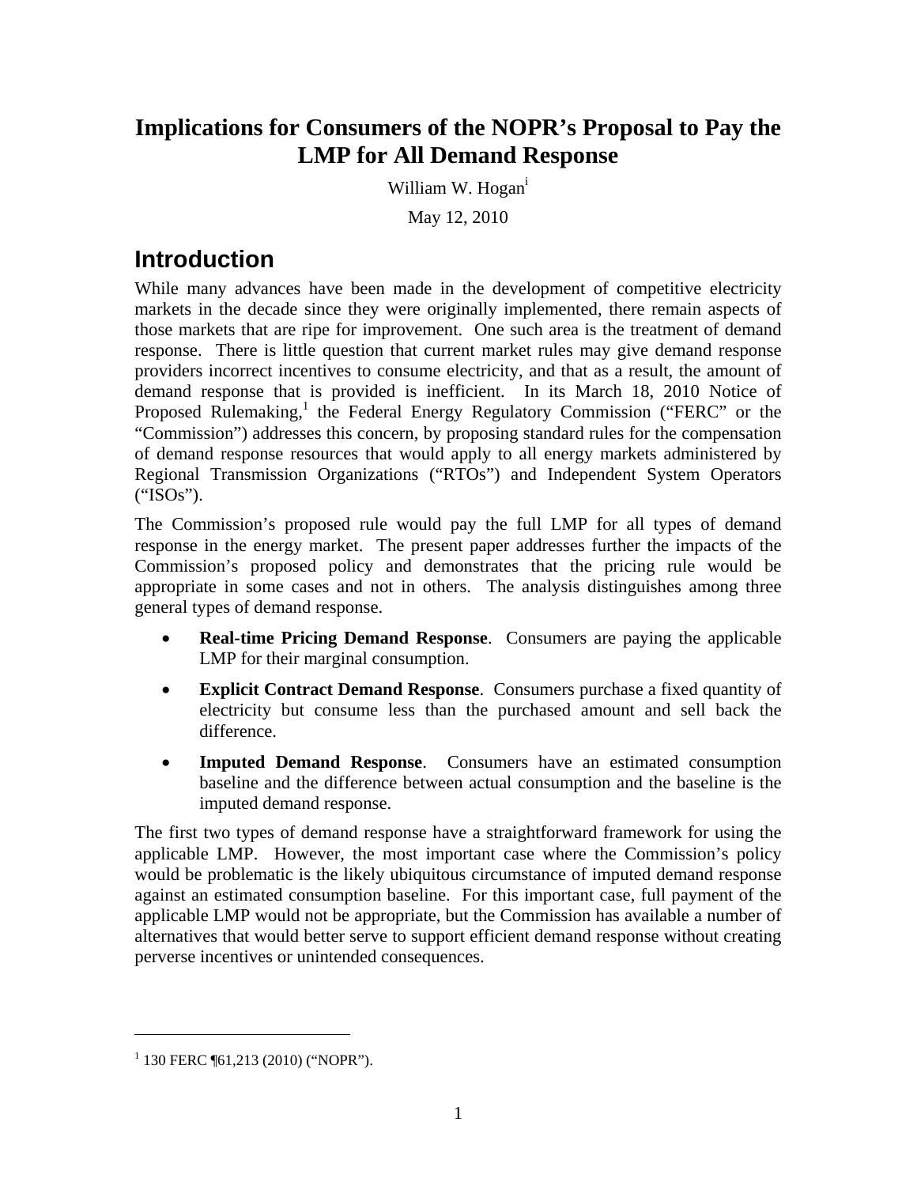# Implications for Consumers of the NOPR's Proposal to Pay the LMP for All Demand Response

William W. Hogan[i]

May 12, 2010

## Introduction

While many advances have been made in the development of competitive electricity markets in the decade since they were originally implemented, there remain aspects of those markets that are ripe for improvement. One such area is the treatment of demand response. There is little question that current market rules may give demand response providers incorrect incentives to consume electricity, and that as a result, the amount of demand response that is provided is inefficient. In its March 18, 2010 Notice of Proposed Rulemaking,[1] the Federal Energy Regulatory Commission ("FERC" or the "Commission") addresses this concern, by proposing standard rules for the compensation of demand response resources that would apply to all energy markets administered by Regional Transmission Organizations ("RTOs") and Independent System Operators ("ISOs").

The Commission's proposed rule would pay the full LMP for all types of demand response in the energy market. The present paper addresses further the impacts of the Commission's proposed policy and demonstrates that the pricing rule would be appropriate in some cases and not in others. The analysis distinguishes among three general types of demand response.

- **Real-time Pricing Demand Response**. Consumers are paying the applicable LMP for their marginal consumption.
- **Explicit Contract Demand Response**. Consumers purchase a fixed quantity of electricity but consume less than the purchased amount and sell back the difference.
- **Imputed Demand Response**. Consumers have an estimated consumption baseline and the difference between actual consumption and the baseline is the imputed demand response.

The first two types of demand response have a straightforward framework for using the applicable LMP. However, the most important case where the Commission's policy would be problematic is the likely ubiquitous circumstance of imputed demand response against an estimated consumption baseline. For this important case, full payment of the applicable LMP would not be appropriate, but the Commission has available a number of alternatives that would better serve to support efficient demand response without creating perverse incentives or unintended consequences.

[1] 130 FERC ¶61,213 (2010) ("NOPR").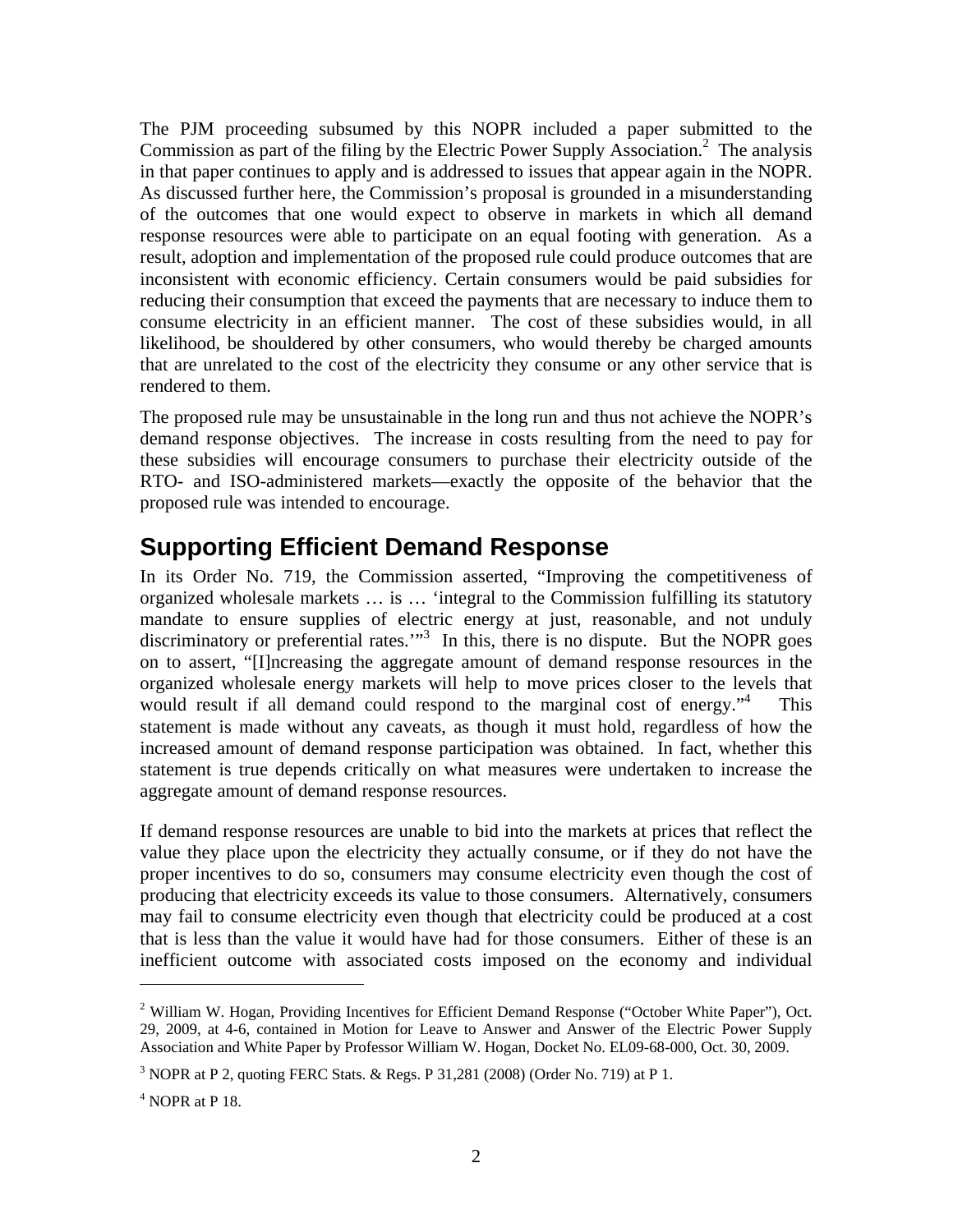The PJM proceeding subsumed by this NOPR included a paper submitted to the Commission as part of the filing by the Electric Power Supply Association.[2] The analysis in that paper continues to apply and is addressed to issues that appear again in the NOPR. As discussed further here, the Commission's proposal is grounded in a misunderstanding of the outcomes that one would expect to observe in markets in which all demand response resources were able to participate on an equal footing with generation. As a result, adoption and implementation of the proposed rule could produce outcomes that are inconsistent with economic efficiency. Certain consumers would be paid subsidies for reducing their consumption that exceed the payments that are necessary to induce them to consume electricity in an efficient manner. The cost of these subsidies would, in all likelihood, be shouldered by other consumers, who would thereby be charged amounts that are unrelated to the cost of the electricity they consume or any other service that is rendered to them.

The proposed rule may be unsustainable in the long run and thus not achieve the NOPR's demand response objectives. The increase in costs resulting from the need to pay for these subsidies will encourage consumers to purchase their electricity outside of the RTO- and ISO-administered markets—exactly the opposite of the behavior that the proposed rule was intended to encourage.

## Supporting Efficient Demand Response

In its Order No. 719, the Commission asserted, "Improving the competitiveness of organized wholesale markets … is … 'integral to the Commission fulfilling its statutory mandate to ensure supplies of electric energy at just, reasonable, and not unduly discriminatory or preferential rates.'"[3] In this, there is no dispute. But the NOPR goes on to assert, "[I]ncreasing the aggregate amount of demand response resources in the organized wholesale energy markets will help to move prices closer to the levels that would result if all demand could respond to the marginal cost of energy."[4] This statement is made without any caveats, as though it must hold, regardless of how the increased amount of demand response participation was obtained. In fact, whether this statement is true depends critically on what measures were undertaken to increase the aggregate amount of demand response resources.

If demand response resources are unable to bid into the markets at prices that reflect the value they place upon the electricity they actually consume, or if they do not have the proper incentives to do so, consumers may consume electricity even though the cost of producing that electricity exceeds its value to those consumers. Alternatively, consumers may fail to consume electricity even though that electricity could be produced at a cost that is less than the value it would have had for those consumers. Either of these is an inefficient outcome with associated costs imposed on the economy and individual

---

[2] William W. Hogan, Providing Incentives for Efficient Demand Response ("October White Paper"), Oct. 29, 2009, at 4-6, contained in Motion for Leave to Answer and Answer of the Electric Power Supply Association and White Paper by Professor William W. Hogan, Docket No. EL09-68-000, Oct. 30, 2009.

[3] NOPR at P 2, quoting FERC Stats. & Regs. P 31,281 (2008) (Order No. 719) at P 1.

[4] NOPR at P 18.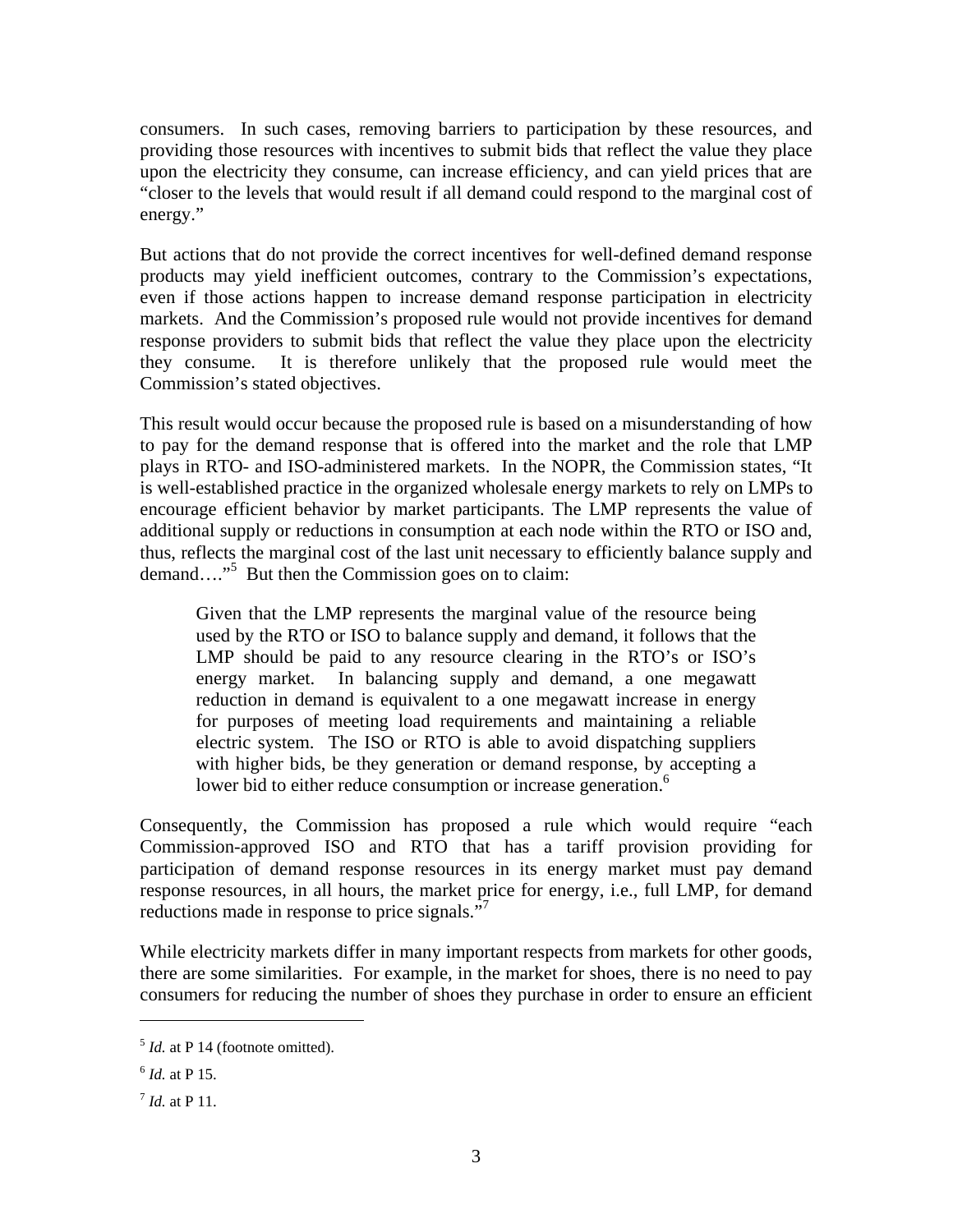consumers. In such cases, removing barriers to participation by these resources, and providing those resources with incentives to submit bids that reflect the value they place upon the electricity they consume, can increase efficiency, and can yield prices that are "closer to the levels that would result if all demand could respond to the marginal cost of energy."

But actions that do not provide the correct incentives for well-defined demand response products may yield inefficient outcomes, contrary to the Commission's expectations, even if those actions happen to increase demand response participation in electricity markets. And the Commission's proposed rule would not provide incentives for demand response providers to submit bids that reflect the value they place upon the electricity they consume. It is therefore unlikely that the proposed rule would meet the Commission's stated objectives.

This result would occur because the proposed rule is based on a misunderstanding of how to pay for the demand response that is offered into the market and the role that LMP plays in RTO- and ISO-administered markets. In the NOPR, the Commission states, "It is well-established practice in the organized wholesale energy markets to rely on LMPs to encourage efficient behavior by market participants. The LMP represents the value of additional supply or reductions in consumption at each node within the RTO or ISO and, thus, reflects the marginal cost of the last unit necessary to efficiently balance supply and demand…."[5] But then the Commission goes on to claim:

> Given that the LMP represents the marginal value of the resource being used by the RTO or ISO to balance supply and demand, it follows that the LMP should be paid to any resource clearing in the RTO's or ISO's energy market. In balancing supply and demand, a one megawatt reduction in demand is equivalent to a one megawatt increase in energy for purposes of meeting load requirements and maintaining a reliable electric system. The ISO or RTO is able to avoid dispatching suppliers with higher bids, be they generation or demand response, by accepting a lower bid to either reduce consumption or increase generation.[6]

Consequently, the Commission has proposed a rule which would require "each Commission-approved ISO and RTO that has a tariff provision providing for participation of demand response resources in its energy market must pay demand response resources, in all hours, the market price for energy, i.e., full LMP, for demand reductions made in response to price signals."[7]

While electricity markets differ in many important respects from markets for other goods, there are some similarities. For example, in the market for shoes, there is no need to pay consumers for reducing the number of shoes they purchase in order to ensure an efficient

[5] *Id.* at P 14 (footnote omitted).

[6] *Id.* at P 15.

[7] *Id.* at P 11.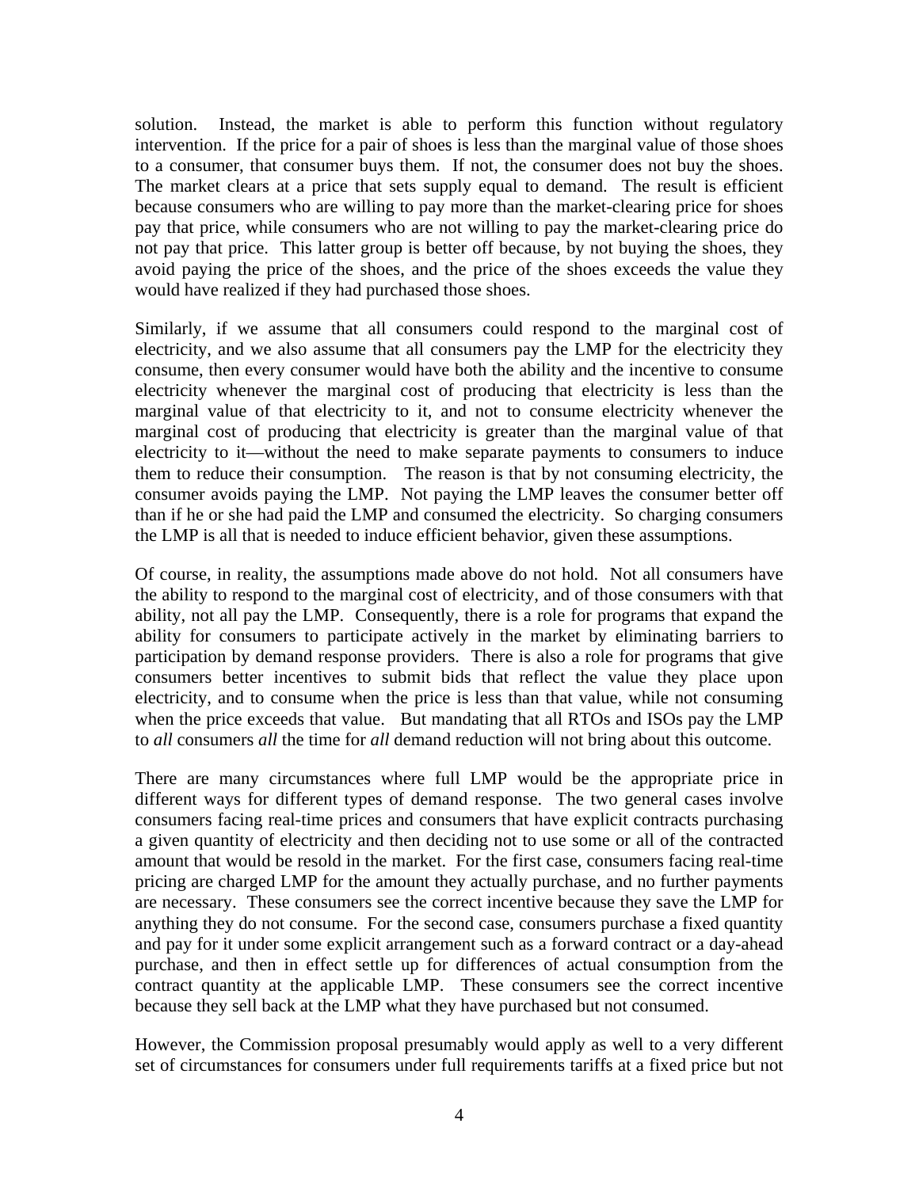solution. Instead, the market is able to perform this function without regulatory intervention. If the price for a pair of shoes is less than the marginal value of those shoes to a consumer, that consumer buys them. If not, the consumer does not buy the shoes. The market clears at a price that sets supply equal to demand. The result is efficient because consumers who are willing to pay more than the market-clearing price for shoes pay that price, while consumers who are not willing to pay the market-clearing price do not pay that price. This latter group is better off because, by not buying the shoes, they avoid paying the price of the shoes, and the price of the shoes exceeds the value they would have realized if they had purchased those shoes.

Similarly, if we assume that all consumers could respond to the marginal cost of electricity, and we also assume that all consumers pay the LMP for the electricity they consume, then every consumer would have both the ability and the incentive to consume electricity whenever the marginal cost of producing that electricity is less than the marginal value of that electricity to it, and not to consume electricity whenever the marginal cost of producing that electricity is greater than the marginal value of that electricity to it—without the need to make separate payments to consumers to induce them to reduce their consumption. The reason is that by not consuming electricity, the consumer avoids paying the LMP. Not paying the LMP leaves the consumer better off than if he or she had paid the LMP and consumed the electricity. So charging consumers the LMP is all that is needed to induce efficient behavior, given these assumptions.

Of course, in reality, the assumptions made above do not hold. Not all consumers have the ability to respond to the marginal cost of electricity, and of those consumers with that ability, not all pay the LMP. Consequently, there is a role for programs that expand the ability for consumers to participate actively in the market by eliminating barriers to participation by demand response providers. There is also a role for programs that give consumers better incentives to submit bids that reflect the value they place upon electricity, and to consume when the price is less than that value, while not consuming when the price exceeds that value. But mandating that all RTOs and ISOs pay the LMP to *all* consumers *all* the time for *all* demand reduction will not bring about this outcome.

There are many circumstances where full LMP would be the appropriate price in different ways for different types of demand response. The two general cases involve consumers facing real-time prices and consumers that have explicit contracts purchasing a given quantity of electricity and then deciding not to use some or all of the contracted amount that would be resold in the market. For the first case, consumers facing real-time pricing are charged LMP for the amount they actually purchase, and no further payments are necessary. These consumers see the correct incentive because they save the LMP for anything they do not consume. For the second case, consumers purchase a fixed quantity and pay for it under some explicit arrangement such as a forward contract or a day-ahead purchase, and then in effect settle up for differences of actual consumption from the contract quantity at the applicable LMP. These consumers see the correct incentive because they sell back at the LMP what they have purchased but not consumed.

However, the Commission proposal presumably would apply as well to a very different set of circumstances for consumers under full requirements tariffs at a fixed price but not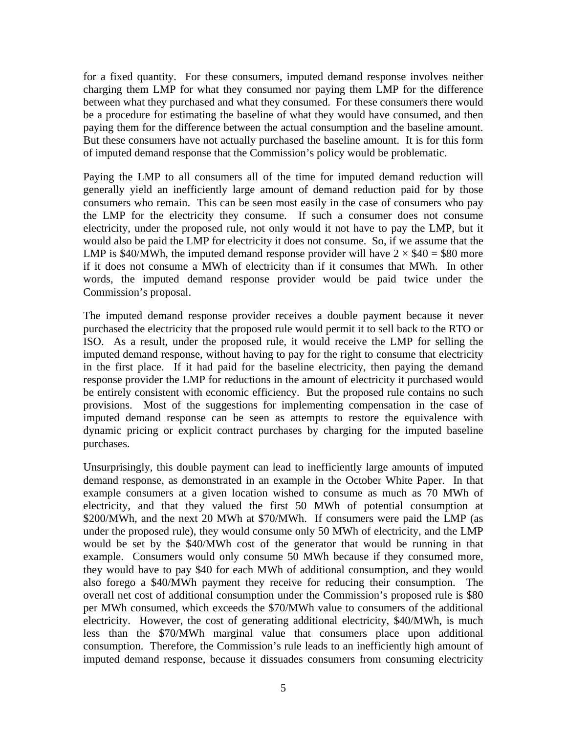for a fixed quantity. For these consumers, imputed demand response involves neither charging them LMP for what they consumed nor paying them LMP for the difference between what they purchased and what they consumed. For these consumers there would be a procedure for estimating the baseline of what they would have consumed, and then paying them for the difference between the actual consumption and the baseline amount. But these consumers have not actually purchased the baseline amount. It is for this form of imputed demand response that the Commission's policy would be problematic.

Paying the LMP to all consumers all of the time for imputed demand reduction will generally yield an inefficiently large amount of demand reduction paid for by those consumers who remain. This can be seen most easily in the case of consumers who pay the LMP for the electricity they consume. If such a consumer does not consume electricity, under the proposed rule, not only would it not have to pay the LMP, but it would also be paid the LMP for electricity it does not consume. So, if we assume that the LMP is \$40/MWh, the imputed demand response provider will have $2 \times \$40 = \$80$ more if it does not consume a MWh of electricity than if it consumes that MWh. In other words, the imputed demand response provider would be paid twice under the Commission's proposal.

The imputed demand response provider receives a double payment because it never purchased the electricity that the proposed rule would permit it to sell back to the RTO or ISO. As a result, under the proposed rule, it would receive the LMP for selling the imputed demand response, without having to pay for the right to consume that electricity in the first place. If it had paid for the baseline electricity, then paying the demand response provider the LMP for reductions in the amount of electricity it purchased would be entirely consistent with economic efficiency. But the proposed rule contains no such provisions. Most of the suggestions for implementing compensation in the case of imputed demand response can be seen as attempts to restore the equivalence with dynamic pricing or explicit contract purchases by charging for the imputed baseline purchases.

Unsurprisingly, this double payment can lead to inefficiently large amounts of imputed demand response, as demonstrated in an example in the October White Paper. In that example consumers at a given location wished to consume as much as 70 MWh of electricity, and that they valued the first 50 MWh of potential consumption at \$200/MWh, and the next 20 MWh at \$70/MWh. If consumers were paid the LMP (as under the proposed rule), they would consume only 50 MWh of electricity, and the LMP would be set by the \$40/MWh cost of the generator that would be running in that example. Consumers would only consume 50 MWh because if they consumed more, they would have to pay \$40 for each MWh of additional consumption, and they would also forego a \$40/MWh payment they receive for reducing their consumption. The overall net cost of additional consumption under the Commission's proposed rule is \$80 per MWh consumed, which exceeds the \$70/MWh value to consumers of the additional electricity. However, the cost of generating additional electricity, \$40/MWh, is much less than the \$70/MWh marginal value that consumers place upon additional consumption. Therefore, the Commission's rule leads to an inefficiently high amount of imputed demand response, because it dissuades consumers from consuming electricity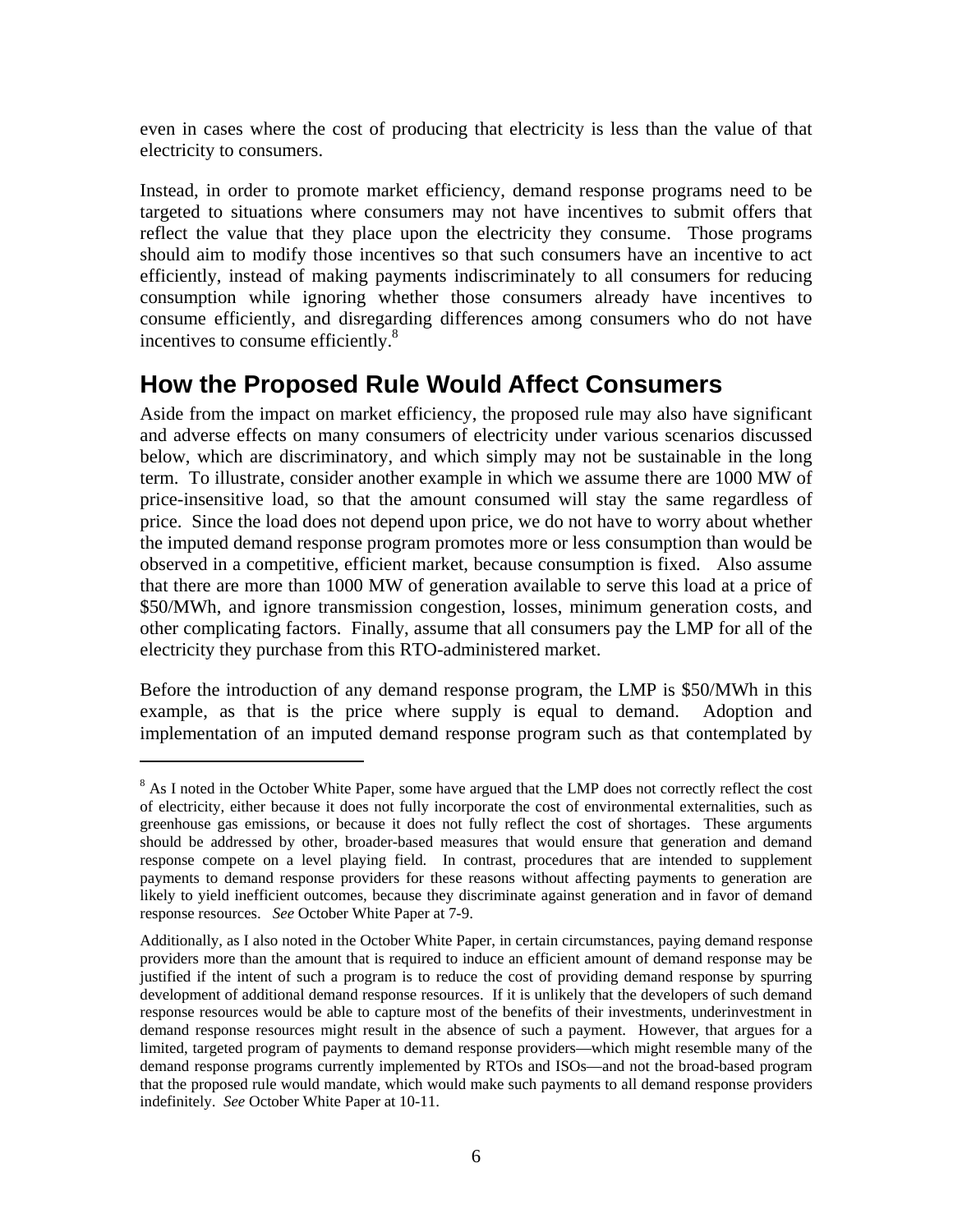even in cases where the cost of producing that electricity is less than the value of that electricity to consumers.

Instead, in order to promote market efficiency, demand response programs need to be targeted to situations where consumers may not have incentives to submit offers that reflect the value that they place upon the electricity they consume. Those programs should aim to modify those incentives so that such consumers have an incentive to act efficiently, instead of making payments indiscriminately to all consumers for reducing consumption while ignoring whether those consumers already have incentives to consume efficiently, and disregarding differences among consumers who do not have incentives to consume efficiently.[8]

## How the Proposed Rule Would Affect Consumers

Aside from the impact on market efficiency, the proposed rule may also have significant and adverse effects on many consumers of electricity under various scenarios discussed below, which are discriminatory, and which simply may not be sustainable in the long term. To illustrate, consider another example in which we assume there are 1000 MW of price-insensitive load, so that the amount consumed will stay the same regardless of price. Since the load does not depend upon price, we do not have to worry about whether the imputed demand response program promotes more or less consumption than would be observed in a competitive, efficient market, because consumption is fixed. Also assume that there are more than 1000 MW of generation available to serve this load at a price of \$50/MWh, and ignore transmission congestion, losses, minimum generation costs, and other complicating factors. Finally, assume that all consumers pay the LMP for all of the electricity they purchase from this RTO-administered market.

Before the introduction of any demand response program, the LMP is \$50/MWh in this example, as that is the price where supply is equal to demand. Adoption and implementation of an imputed demand response program such as that contemplated by

---

[8] As I noted in the October White Paper, some have argued that the LMP does not correctly reflect the cost of electricity, either because it does not fully incorporate the cost of environmental externalities, such as greenhouse gas emissions, or because it does not fully reflect the cost of shortages. These arguments should be addressed by other, broader-based measures that would ensure that generation and demand response compete on a level playing field. In contrast, procedures that are intended to supplement payments to demand response providers for these reasons without affecting payments to generation are likely to yield inefficient outcomes, because they discriminate against generation and in favor of demand response resources. *See* October White Paper at 7-9.

Additionally, as I also noted in the October White Paper, in certain circumstances, paying demand response providers more than the amount that is required to induce an efficient amount of demand response may be justified if the intent of such a program is to reduce the cost of providing demand response by spurring development of additional demand response resources. If it is unlikely that the developers of such demand response resources would be able to capture most of the benefits of their investments, underinvestment in demand response resources might result in the absence of such a payment. However, that argues for a limited, targeted program of payments to demand response providers—which might resemble many of the demand response programs currently implemented by RTOs and ISOs—and not the broad-based program that the proposed rule would mandate, which would make such payments to all demand response providers indefinitely. *See* October White Paper at 10-11.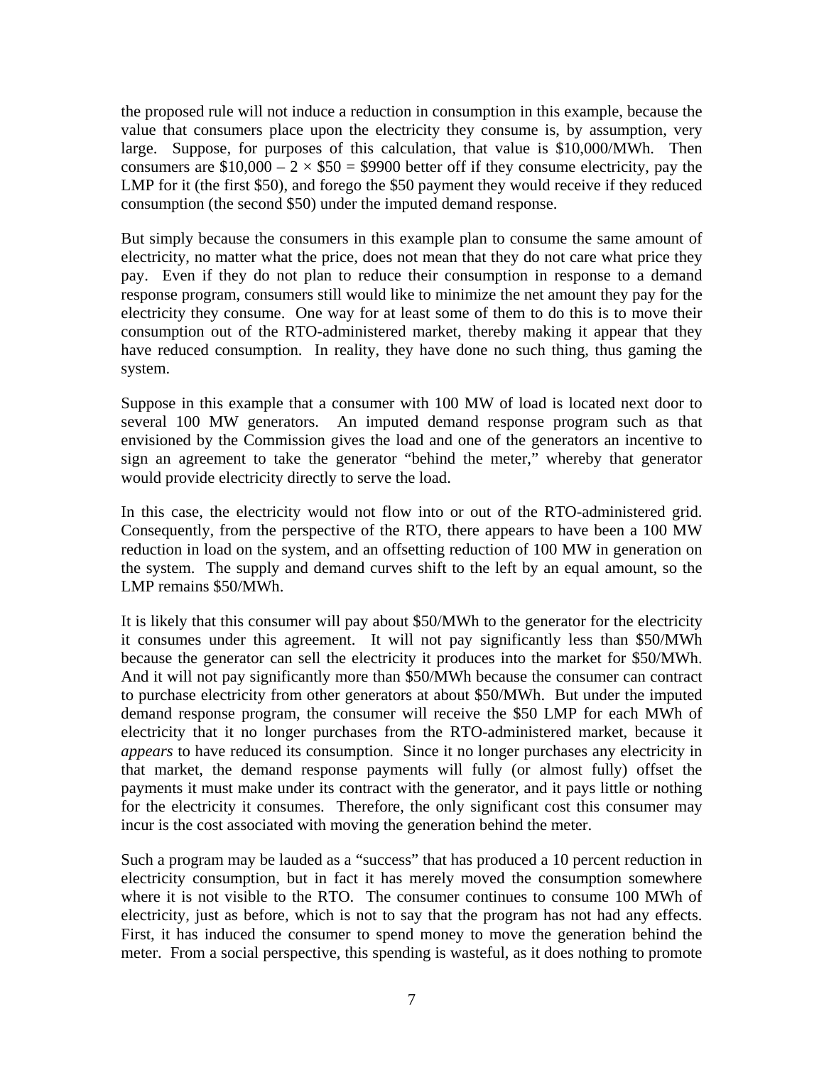the proposed rule will not induce a reduction in consumption in this example, because the value that consumers place upon the electricity they consume is, by assumption, very large. Suppose, for purposes of this calculation, that value is $10,000/MWh. Then consumers are $\$10{,}000 - 2 \times \$50 = \$9900$ better off if they consume electricity, pay the LMP for it (the first $50), and forego the $50 payment they would receive if they reduced consumption (the second $50) under the imputed demand response.

But simply because the consumers in this example plan to consume the same amount of electricity, no matter what the price, does not mean that they do not care what price they pay. Even if they do not plan to reduce their consumption in response to a demand response program, consumers still would like to minimize the net amount they pay for the electricity they consume. One way for at least some of them to do this is to move their consumption out of the RTO-administered market, thereby making it appear that they have reduced consumption. In reality, they have done no such thing, thus gaming the system.

Suppose in this example that a consumer with 100 MW of load is located next door to several 100 MW generators. An imputed demand response program such as that envisioned by the Commission gives the load and one of the generators an incentive to sign an agreement to take the generator "behind the meter," whereby that generator would provide electricity directly to serve the load.

In this case, the electricity would not flow into or out of the RTO-administered grid. Consequently, from the perspective of the RTO, there appears to have been a 100 MW reduction in load on the system, and an offsetting reduction of 100 MW in generation on the system. The supply and demand curves shift to the left by an equal amount, so the LMP remains $50/MWh.

It is likely that this consumer will pay about $50/MWh to the generator for the electricity it consumes under this agreement. It will not pay significantly less than $50/MWh because the generator can sell the electricity it produces into the market for $50/MWh. And it will not pay significantly more than $50/MWh because the consumer can contract to purchase electricity from other generators at about $50/MWh. But under the imputed demand response program, the consumer will receive the $50 LMP for each MWh of electricity that it no longer purchases from the RTO-administered market, because it *appears* to have reduced its consumption. Since it no longer purchases any electricity in that market, the demand response payments will fully (or almost fully) offset the payments it must make under its contract with the generator, and it pays little or nothing for the electricity it consumes. Therefore, the only significant cost this consumer may incur is the cost associated with moving the generation behind the meter.

Such a program may be lauded as a "success" that has produced a 10 percent reduction in electricity consumption, but in fact it has merely moved the consumption somewhere where it is not visible to the RTO. The consumer continues to consume 100 MWh of electricity, just as before, which is not to say that the program has not had any effects. First, it has induced the consumer to spend money to move the generation behind the meter. From a social perspective, this spending is wasteful, as it does nothing to promote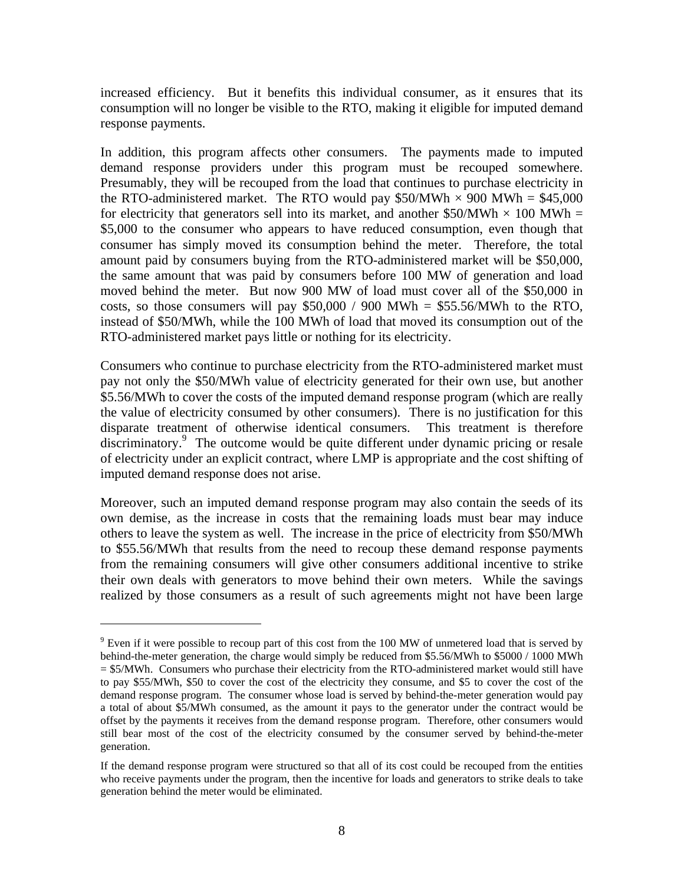increased efficiency. But it benefits this individual consumer, as it ensures that its consumption will no longer be visible to the RTO, making it eligible for imputed demand response payments.

In addition, this program affects other consumers. The payments made to imputed demand response providers under this program must be recouped somewhere. Presumably, they will be recouped from the load that continues to purchase electricity in the RTO-administered market. The RTO would pay \$50/MWh × 900 MWh = \$45,000 for electricity that generators sell into its market, and another \$50/MWh × 100 MWh = \$5,000 to the consumer who appears to have reduced consumption, even though that consumer has simply moved its consumption behind the meter. Therefore, the total amount paid by consumers buying from the RTO-administered market will be \$50,000, the same amount that was paid by consumers before 100 MW of generation and load moved behind the meter. But now 900 MW of load must cover all of the \$50,000 in costs, so those consumers will pay \$50,000 / 900 MWh = \$55.56/MWh to the RTO, instead of \$50/MWh, while the 100 MWh of load that moved its consumption out of the RTO-administered market pays little or nothing for its electricity.

Consumers who continue to purchase electricity from the RTO-administered market must pay not only the \$50/MWh value of electricity generated for their own use, but another \$5.56/MWh to cover the costs of the imputed demand response program (which are really the value of electricity consumed by other consumers). There is no justification for this disparate treatment of otherwise identical consumers. This treatment is therefore discriminatory.[9] The outcome would be quite different under dynamic pricing or resale of electricity under an explicit contract, where LMP is appropriate and the cost shifting of imputed demand response does not arise.

Moreover, such an imputed demand response program may also contain the seeds of its own demise, as the increase in costs that the remaining loads must bear may induce others to leave the system as well. The increase in the price of electricity from \$50/MWh to \$55.56/MWh that results from the need to recoup these demand response payments from the remaining consumers will give other consumers additional incentive to strike their own deals with generators to move behind their own meters. While the savings realized by those consumers as a result of such agreements might not have been large

---

[9] Even if it were possible to recoup part of this cost from the 100 MW of unmetered load that is served by behind-the-meter generation, the charge would simply be reduced from \$5.56/MWh to \$5000 / 1000 MWh = \$5/MWh. Consumers who purchase their electricity from the RTO-administered market would still have to pay \$55/MWh, \$50 to cover the cost of the electricity they consume, and \$5 to cover the cost of the demand response program. The consumer whose load is served by behind-the-meter generation would pay a total of about \$5/MWh consumed, as the amount it pays to the generator under the contract would be offset by the payments it receives from the demand response program. Therefore, other consumers would still bear most of the cost of the electricity consumed by the consumer served by behind-the-meter generation.

If the demand response program were structured so that all of its cost could be recouped from the entities who receive payments under the program, then the incentive for loads and generators to strike deals to take generation behind the meter would be eliminated.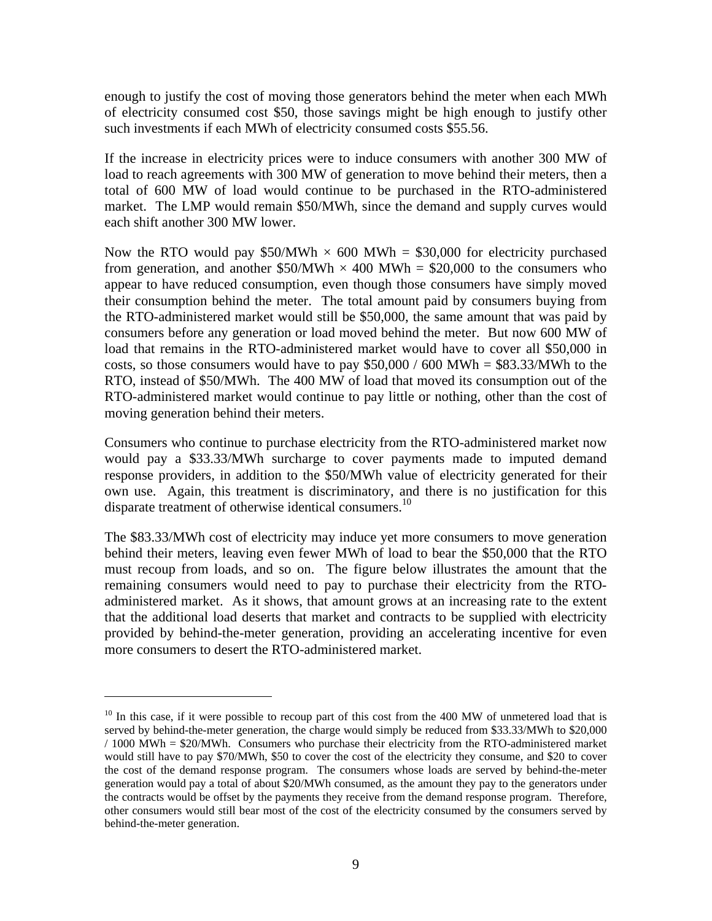enough to justify the cost of moving those generators behind the meter when each MWh of electricity consumed cost $50, those savings might be high enough to justify other such investments if each MWh of electricity consumed costs $55.56.

If the increase in electricity prices were to induce consumers with another 300 MW of load to reach agreements with 300 MW of generation to move behind their meters, then a total of 600 MW of load would continue to be purchased in the RTO-administered market. The LMP would remain $50/MWh, since the demand and supply curves would each shift another 300 MW lower.

Now the RTO would pay $50/MWh × 600 MWh = $30,000 for electricity purchased from generation, and another $50/MWh × 400 MWh = $20,000 to the consumers who appear to have reduced consumption, even though those consumers have simply moved their consumption behind the meter. The total amount paid by consumers buying from the RTO-administered market would still be $50,000, the same amount that was paid by consumers before any generation or load moved behind the meter. But now 600 MW of load that remains in the RTO-administered market would have to cover all $50,000 in costs, so those consumers would have to pay $50,000 / 600 MWh = $83.33/MWh to the RTO, instead of $50/MWh. The 400 MW of load that moved its consumption out of the RTO-administered market would continue to pay little or nothing, other than the cost of moving generation behind their meters.

Consumers who continue to purchase electricity from the RTO-administered market now would pay a $33.33/MWh surcharge to cover payments made to imputed demand response providers, in addition to the $50/MWh value of electricity generated for their own use. Again, this treatment is discriminatory, and there is no justification for this disparate treatment of otherwise identical consumers.[10]

The $83.33/MWh cost of electricity may induce yet more consumers to move generation behind their meters, leaving even fewer MWh of load to bear the $50,000 that the RTO must recoup from loads, and so on. The figure below illustrates the amount that the remaining consumers would need to pay to purchase their electricity from the RTO-administered market. As it shows, that amount grows at an increasing rate to the extent that the additional load deserts that market and contracts to be supplied with electricity provided by behind-the-meter generation, providing an accelerating incentive for even more consumers to desert the RTO-administered market.

---

[10] In this case, if it were possible to recoup part of this cost from the 400 MW of unmetered load that is served by behind-the-meter generation, the charge would simply be reduced from $33.33/MWh to $20,000 / 1000 MWh = $20/MWh. Consumers who purchase their electricity from the RTO-administered market would still have to pay $70/MWh, $50 to cover the cost of the electricity they consume, and $20 to cover the cost of the demand response program. The consumers whose loads are served by behind-the-meter generation would pay a total of about $20/MWh consumed, as the amount they pay to the generators under the contracts would be offset by the payments they receive from the demand response program. Therefore, other consumers would still bear most of the cost of the electricity consumed by the consumers served by behind-the-meter generation.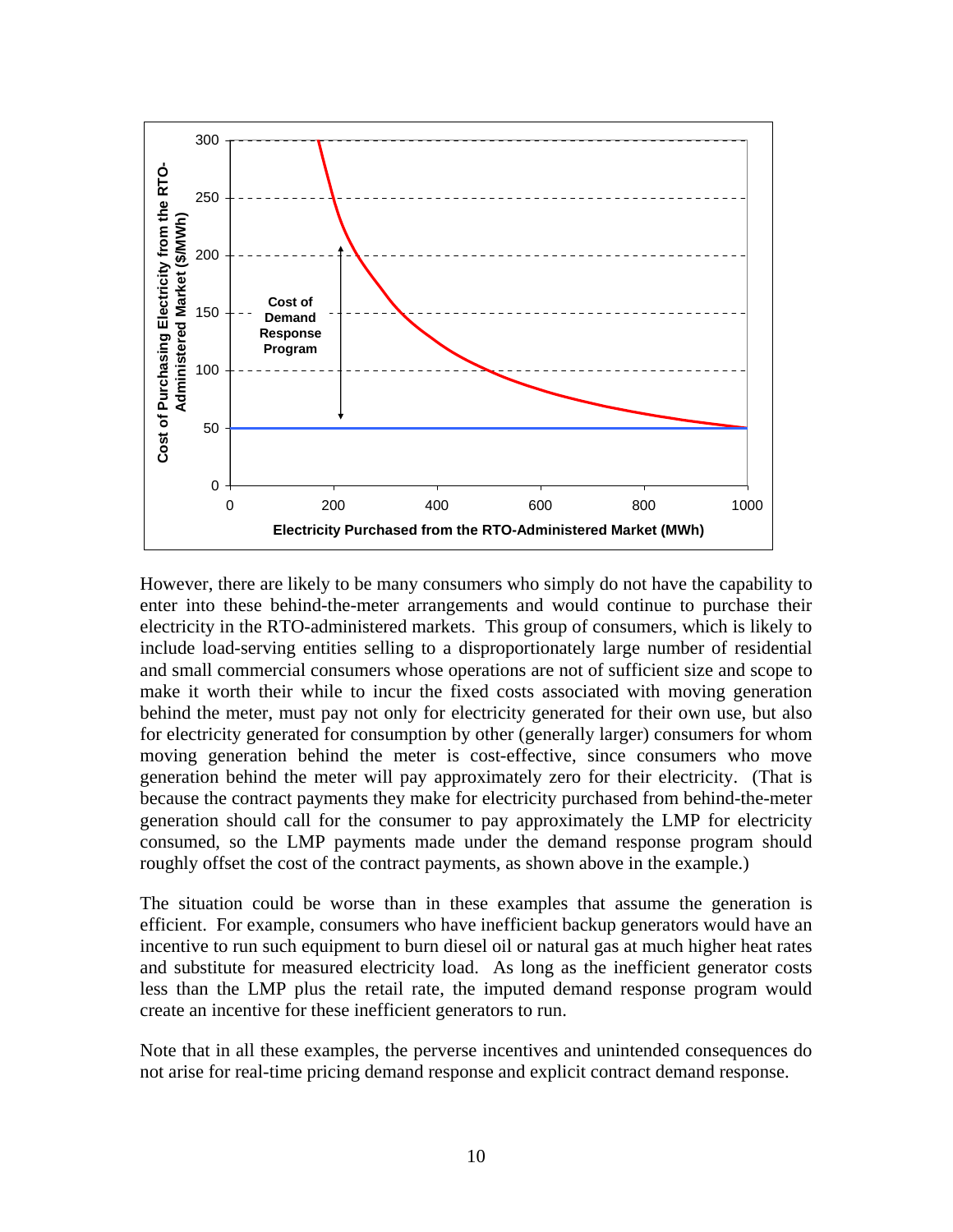However, there are likely to be many consumers who simply do not have the capability to enter into these behind-the-meter arrangements and would continue to purchase their electricity in the RTO-administered markets. This group of consumers, which is likely to include load-serving entities selling to a disproportionately large number of residential and small commercial consumers whose operations are not of sufficient size and scope to make it worth their while to incur the fixed costs associated with moving generation behind the meter, must pay not only for electricity generated for their own use, but also for electricity generated for consumption by other (generally larger) consumers for whom moving generation behind the meter is cost-effective, since consumers who move generation behind the meter will pay approximately zero for their electricity. (That is because the contract payments they make for electricity purchased from behind-the-meter generation should call for the consumer to pay approximately the LMP for electricity consumed, so the LMP payments made under the demand response program should roughly offset the cost of the contract payments, as shown above in the example.)

The situation could be worse than in these examples that assume the generation is efficient. For example, consumers who have inefficient backup generators would have an incentive to run such equipment to burn diesel oil or natural gas at much higher heat rates and substitute for measured electricity load. As long as the inefficient generator costs less than the LMP plus the retail rate, the imputed demand response program would create an incentive for these inefficient generators to run.

Note that in all these examples, the perverse incentives and unintended consequences do not arise for real-time pricing demand response and explicit contract demand response.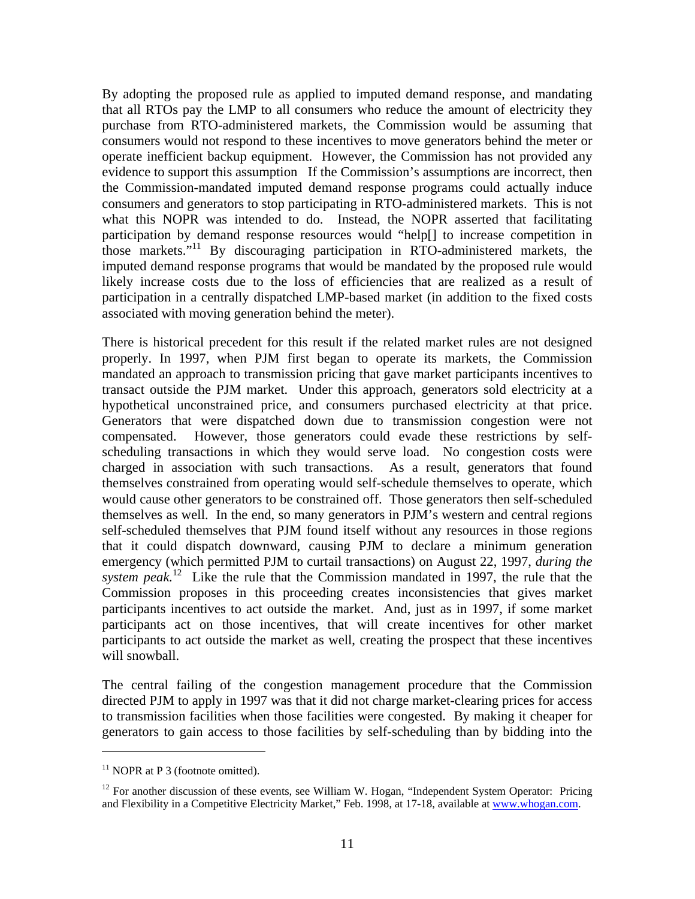By adopting the proposed rule as applied to imputed demand response, and mandating that all RTOs pay the LMP to all consumers who reduce the amount of electricity they purchase from RTO-administered markets, the Commission would be assuming that consumers would not respond to these incentives to move generators behind the meter or operate inefficient backup equipment. However, the Commission has not provided any evidence to support this assumption If the Commission's assumptions are incorrect, then the Commission-mandated imputed demand response programs could actually induce consumers and generators to stop participating in RTO-administered markets. This is not what this NOPR was intended to do. Instead, the NOPR asserted that facilitating participation by demand response resources would "help[] to increase competition in those markets."[11] By discouraging participation in RTO-administered markets, the imputed demand response programs that would be mandated by the proposed rule would likely increase costs due to the loss of efficiencies that are realized as a result of participation in a centrally dispatched LMP-based market (in addition to the fixed costs associated with moving generation behind the meter).

There is historical precedent for this result if the related market rules are not designed properly. In 1997, when PJM first began to operate its markets, the Commission mandated an approach to transmission pricing that gave market participants incentives to transact outside the PJM market. Under this approach, generators sold electricity at a hypothetical unconstrained price, and consumers purchased electricity at that price. Generators that were dispatched down due to transmission congestion were not compensated. However, those generators could evade these restrictions by self-scheduling transactions in which they would serve load. No congestion costs were charged in association with such transactions. As a result, generators that found themselves constrained from operating would self-schedule themselves to operate, which would cause other generators to be constrained off. Those generators then self-scheduled themselves as well. In the end, so many generators in PJM's western and central regions self-scheduled themselves that PJM found itself without any resources in those regions that it could dispatch downward, causing PJM to declare a minimum generation emergency (which permitted PJM to curtail transactions) on August 22, 1997, *during the system peak.*[12] Like the rule that the Commission mandated in 1997, the rule that the Commission proposes in this proceeding creates inconsistencies that gives market participants incentives to act outside the market. And, just as in 1997, if some market participants act on those incentives, that will create incentives for other market participants to act outside the market as well, creating the prospect that these incentives will snowball.

The central failing of the congestion management procedure that the Commission directed PJM to apply in 1997 was that it did not charge market-clearing prices for access to transmission facilities when those facilities were congested. By making it cheaper for generators to gain access to those facilities by self-scheduling than by bidding into the

---

[11] NOPR at P 3 (footnote omitted).

[12] For another discussion of these events, see William W. Hogan, "Independent System Operator: Pricing and Flexibility in a Competitive Electricity Market," Feb. 1998, at 17-18, available at www.whogan.com.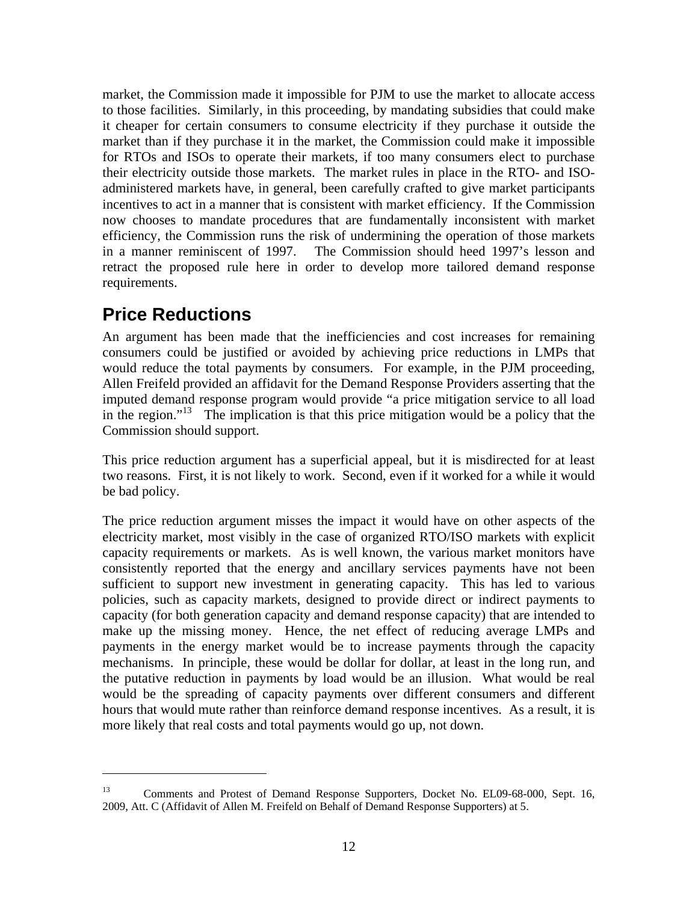market, the Commission made it impossible for PJM to use the market to allocate access to those facilities. Similarly, in this proceeding, by mandating subsidies that could make it cheaper for certain consumers to consume electricity if they purchase it outside the market than if they purchase it in the market, the Commission could make it impossible for RTOs and ISOs to operate their markets, if too many consumers elect to purchase their electricity outside those markets. The market rules in place in the RTO- and ISO-administered markets have, in general, been carefully crafted to give market participants incentives to act in a manner that is consistent with market efficiency. If the Commission now chooses to mandate procedures that are fundamentally inconsistent with market efficiency, the Commission runs the risk of undermining the operation of those markets in a manner reminiscent of 1997. The Commission should heed 1997's lesson and retract the proposed rule here in order to develop more tailored demand response requirements.

## Price Reductions

An argument has been made that the inefficiencies and cost increases for remaining consumers could be justified or avoided by achieving price reductions in LMPs that would reduce the total payments by consumers. For example, in the PJM proceeding, Allen Freifeld provided an affidavit for the Demand Response Providers asserting that the imputed demand response program would provide "a price mitigation service to all load in the region."[13] The implication is that this price mitigation would be a policy that the Commission should support.

This price reduction argument has a superficial appeal, but it is misdirected for at least two reasons. First, it is not likely to work. Second, even if it worked for a while it would be bad policy.

The price reduction argument misses the impact it would have on other aspects of the electricity market, most visibly in the case of organized RTO/ISO markets with explicit capacity requirements or markets. As is well known, the various market monitors have consistently reported that the energy and ancillary services payments have not been sufficient to support new investment in generating capacity. This has led to various policies, such as capacity markets, designed to provide direct or indirect payments to capacity (for both generation capacity and demand response capacity) that are intended to make up the missing money. Hence, the net effect of reducing average LMPs and payments in the energy market would be to increase payments through the capacity mechanisms. In principle, these would be dollar for dollar, at least in the long run, and the putative reduction in payments by load would be an illusion. What would be real would be the spreading of capacity payments over different consumers and different hours that would mute rather than reinforce demand response incentives. As a result, it is more likely that real costs and total payments would go up, not down.

[13] Comments and Protest of Demand Response Supporters, Docket No. EL09-68-000, Sept. 16, 2009, Att. C (Affidavit of Allen M. Freifeld on Behalf of Demand Response Supporters) at 5.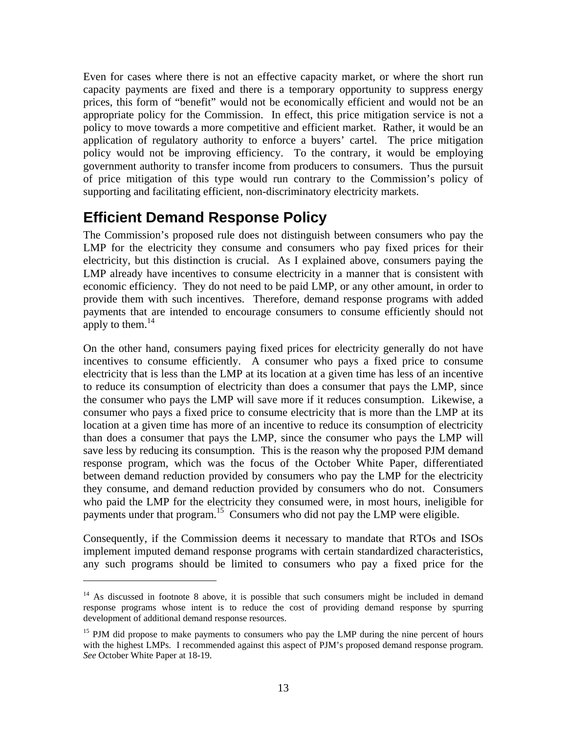Even for cases where there is not an effective capacity market, or where the short run capacity payments are fixed and there is a temporary opportunity to suppress energy prices, this form of "benefit" would not be economically efficient and would not be an appropriate policy for the Commission. In effect, this price mitigation service is not a policy to move towards a more competitive and efficient market. Rather, it would be an application of regulatory authority to enforce a buyers' cartel. The price mitigation policy would not be improving efficiency. To the contrary, it would be employing government authority to transfer income from producers to consumers. Thus the pursuit of price mitigation of this type would run contrary to the Commission's policy of supporting and facilitating efficient, non-discriminatory electricity markets.

## Efficient Demand Response Policy

The Commission's proposed rule does not distinguish between consumers who pay the LMP for the electricity they consume and consumers who pay fixed prices for their electricity, but this distinction is crucial. As I explained above, consumers paying the LMP already have incentives to consume electricity in a manner that is consistent with economic efficiency. They do not need to be paid LMP, or any other amount, in order to provide them with such incentives. Therefore, demand response programs with added payments that are intended to encourage consumers to consume efficiently should not apply to them.[14]

On the other hand, consumers paying fixed prices for electricity generally do not have incentives to consume efficiently. A consumer who pays a fixed price to consume electricity that is less than the LMP at its location at a given time has less of an incentive to reduce its consumption of electricity than does a consumer that pays the LMP, since the consumer who pays the LMP will save more if it reduces consumption. Likewise, a consumer who pays a fixed price to consume electricity that is more than the LMP at its location at a given time has more of an incentive to reduce its consumption of electricity than does a consumer that pays the LMP, since the consumer who pays the LMP will save less by reducing its consumption. This is the reason why the proposed PJM demand response program, which was the focus of the October White Paper, differentiated between demand reduction provided by consumers who pay the LMP for the electricity they consume, and demand reduction provided by consumers who do not. Consumers who paid the LMP for the electricity they consumed were, in most hours, ineligible for payments under that program.[15] Consumers who did not pay the LMP were eligible.

Consequently, if the Commission deems it necessary to mandate that RTOs and ISOs implement imputed demand response programs with certain standardized characteristics, any such programs should be limited to consumers who pay a fixed price for the

[14] As discussed in footnote 8 above, it is possible that such consumers might be included in demand response programs whose intent is to reduce the cost of providing demand response by spurring development of additional demand response resources.

[15] PJM did propose to make payments to consumers who pay the LMP during the nine percent of hours with the highest LMPs. I recommended against this aspect of PJM's proposed demand response program. *See* October White Paper at 18-19.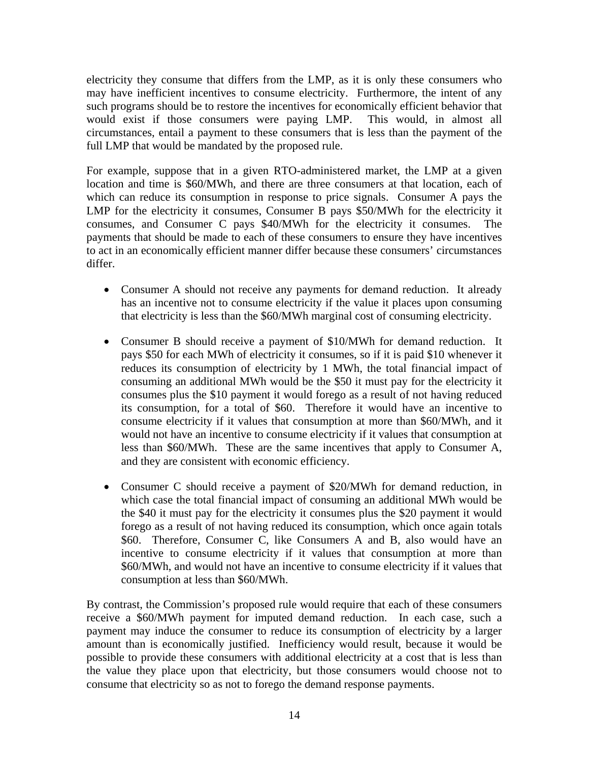electricity they consume that differs from the LMP, as it is only these consumers who may have inefficient incentives to consume electricity. Furthermore, the intent of any such programs should be to restore the incentives for economically efficient behavior that would exist if those consumers were paying LMP. This would, in almost all circumstances, entail a payment to these consumers that is less than the payment of the full LMP that would be mandated by the proposed rule.

For example, suppose that in a given RTO-administered market, the LMP at a given location and time is $60/MWh, and there are three consumers at that location, each of which can reduce its consumption in response to price signals. Consumer A pays the LMP for the electricity it consumes, Consumer B pays $50/MWh for the electricity it consumes, and Consumer C pays $40/MWh for the electricity it consumes. The payments that should be made to each of these consumers to ensure they have incentives to act in an economically efficient manner differ because these consumers' circumstances differ.

- Consumer A should not receive any payments for demand reduction. It already has an incentive not to consume electricity if the value it places upon consuming that electricity is less than the $60/MWh marginal cost of consuming electricity.

- Consumer B should receive a payment of $10/MWh for demand reduction. It pays $50 for each MWh of electricity it consumes, so if it is paid $10 whenever it reduces its consumption of electricity by 1 MWh, the total financial impact of consuming an additional MWh would be the $50 it must pay for the electricity it consumes plus the $10 payment it would forego as a result of not having reduced its consumption, for a total of $60. Therefore it would have an incentive to consume electricity if it values that consumption at more than $60/MWh, and it would not have an incentive to consume electricity if it values that consumption at less than $60/MWh. These are the same incentives that apply to Consumer A, and they are consistent with economic efficiency.

- Consumer C should receive a payment of $20/MWh for demand reduction, in which case the total financial impact of consuming an additional MWh would be the $40 it must pay for the electricity it consumes plus the $20 payment it would forego as a result of not having reduced its consumption, which once again totals $60. Therefore, Consumer C, like Consumers A and B, also would have an incentive to consume electricity if it values that consumption at more than $60/MWh, and would not have an incentive to consume electricity if it values that consumption at less than $60/MWh.

By contrast, the Commission's proposed rule would require that each of these consumers receive a $60/MWh payment for imputed demand reduction. In each case, such a payment may induce the consumer to reduce its consumption of electricity by a larger amount than is economically justified. Inefficiency would result, because it would be possible to provide these consumers with additional electricity at a cost that is less than the value they place upon that electricity, but those consumers would choose not to consume that electricity so as not to forego the demand response payments.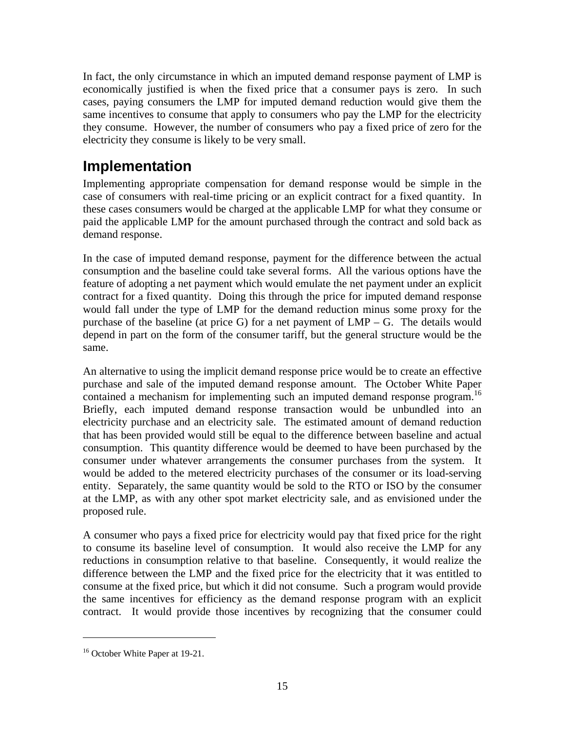In fact, the only circumstance in which an imputed demand response payment of LMP is economically justified is when the fixed price that a consumer pays is zero. In such cases, paying consumers the LMP for imputed demand reduction would give them the same incentives to consume that apply to consumers who pay the LMP for the electricity they consume. However, the number of consumers who pay a fixed price of zero for the electricity they consume is likely to be very small.

## Implementation

Implementing appropriate compensation for demand response would be simple in the case of consumers with real-time pricing or an explicit contract for a fixed quantity. In these cases consumers would be charged at the applicable LMP for what they consume or paid the applicable LMP for the amount purchased through the contract and sold back as demand response.

In the case of imputed demand response, payment for the difference between the actual consumption and the baseline could take several forms. All the various options have the feature of adopting a net payment which would emulate the net payment under an explicit contract for a fixed quantity. Doing this through the price for imputed demand response would fall under the type of LMP for the demand reduction minus some proxy for the purchase of the baseline (at price G) for a net payment of LMP – G. The details would depend in part on the form of the consumer tariff, but the general structure would be the same.

An alternative to using the implicit demand response price would be to create an effective purchase and sale of the imputed demand response amount. The October White Paper contained a mechanism for implementing such an imputed demand response program.[16] Briefly, each imputed demand response transaction would be unbundled into an electricity purchase and an electricity sale. The estimated amount of demand reduction that has been provided would still be equal to the difference between baseline and actual consumption. This quantity difference would be deemed to have been purchased by the consumer under whatever arrangements the consumer purchases from the system. It would be added to the metered electricity purchases of the consumer or its load-serving entity. Separately, the same quantity would be sold to the RTO or ISO by the consumer at the LMP, as with any other spot market electricity sale, and as envisioned under the proposed rule.

A consumer who pays a fixed price for electricity would pay that fixed price for the right to consume its baseline level of consumption. It would also receive the LMP for any reductions in consumption relative to that baseline. Consequently, it would realize the difference between the LMP and the fixed price for the electricity that it was entitled to consume at the fixed price, but which it did not consume. Such a program would provide the same incentives for efficiency as the demand response program with an explicit contract. It would provide those incentives by recognizing that the consumer could

[16] October White Paper at 19-21.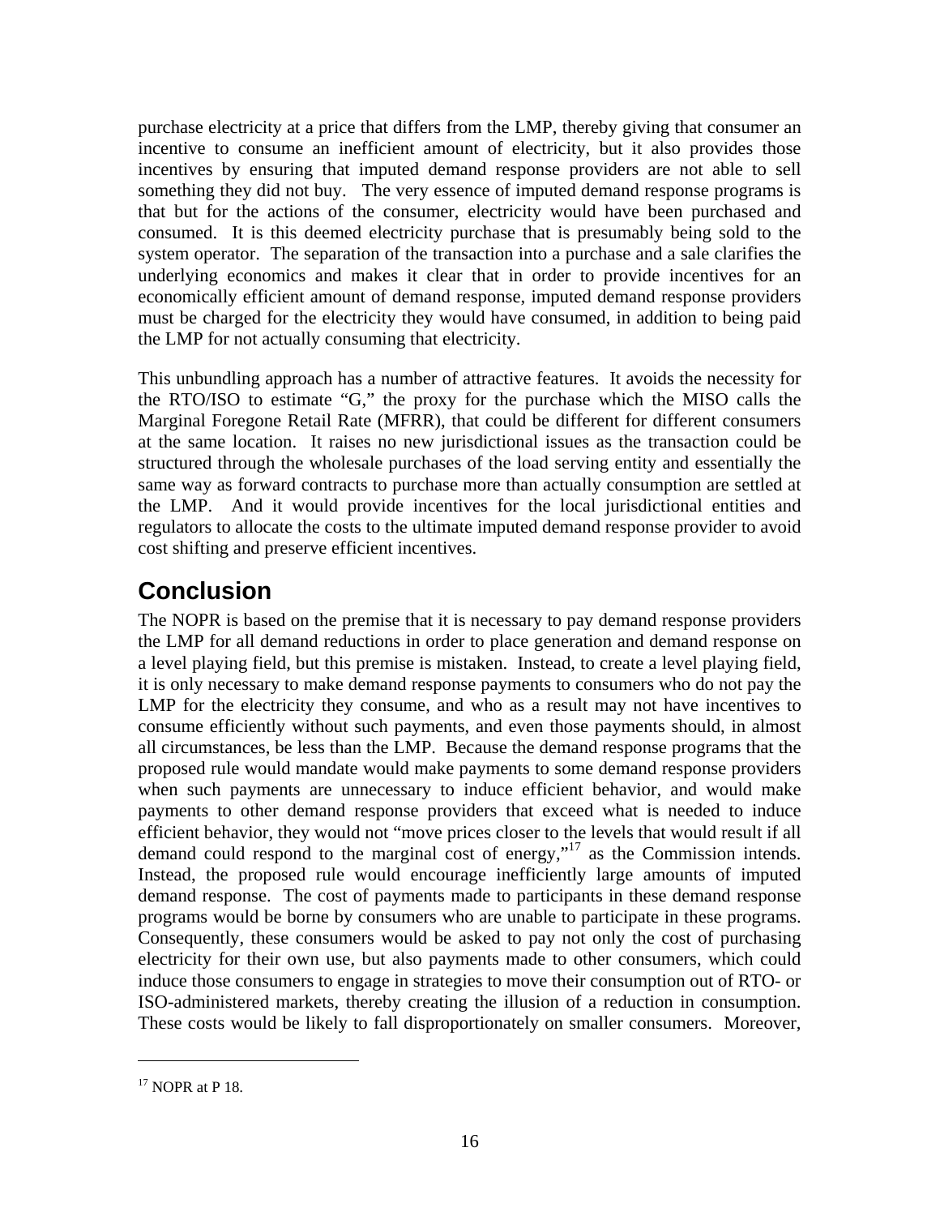purchase electricity at a price that differs from the LMP, thereby giving that consumer an incentive to consume an inefficient amount of electricity, but it also provides those incentives by ensuring that imputed demand response providers are not able to sell something they did not buy. The very essence of imputed demand response programs is that but for the actions of the consumer, electricity would have been purchased and consumed. It is this deemed electricity purchase that is presumably being sold to the system operator. The separation of the transaction into a purchase and a sale clarifies the underlying economics and makes it clear that in order to provide incentives for an economically efficient amount of demand response, imputed demand response providers must be charged for the electricity they would have consumed, in addition to being paid the LMP for not actually consuming that electricity.

This unbundling approach has a number of attractive features. It avoids the necessity for the RTO/ISO to estimate "G," the proxy for the purchase which the MISO calls the Marginal Foregone Retail Rate (MFRR), that could be different for different consumers at the same location. It raises no new jurisdictional issues as the transaction could be structured through the wholesale purchases of the load serving entity and essentially the same way as forward contracts to purchase more than actually consumption are settled at the LMP. And it would provide incentives for the local jurisdictional entities and regulators to allocate the costs to the ultimate imputed demand response provider to avoid cost shifting and preserve efficient incentives.

## Conclusion

The NOPR is based on the premise that it is necessary to pay demand response providers the LMP for all demand reductions in order to place generation and demand response on a level playing field, but this premise is mistaken. Instead, to create a level playing field, it is only necessary to make demand response payments to consumers who do not pay the LMP for the electricity they consume, and who as a result may not have incentives to consume efficiently without such payments, and even those payments should, in almost all circumstances, be less than the LMP. Because the demand response programs that the proposed rule would mandate would make payments to some demand response providers when such payments are unnecessary to induce efficient behavior, and would make payments to other demand response providers that exceed what is needed to induce efficient behavior, they would not "move prices closer to the levels that would result if all demand could respond to the marginal cost of energy,"[17] as the Commission intends. Instead, the proposed rule would encourage inefficiently large amounts of imputed demand response. The cost of payments made to participants in these demand response programs would be borne by consumers who are unable to participate in these programs. Consequently, these consumers would be asked to pay not only the cost of purchasing electricity for their own use, but also payments made to other consumers, which could induce those consumers to engage in strategies to move their consumption out of RTO- or ISO-administered markets, thereby creating the illusion of a reduction in consumption. These costs would be likely to fall disproportionately on smaller consumers. Moreover,

[17] NOPR at P 18.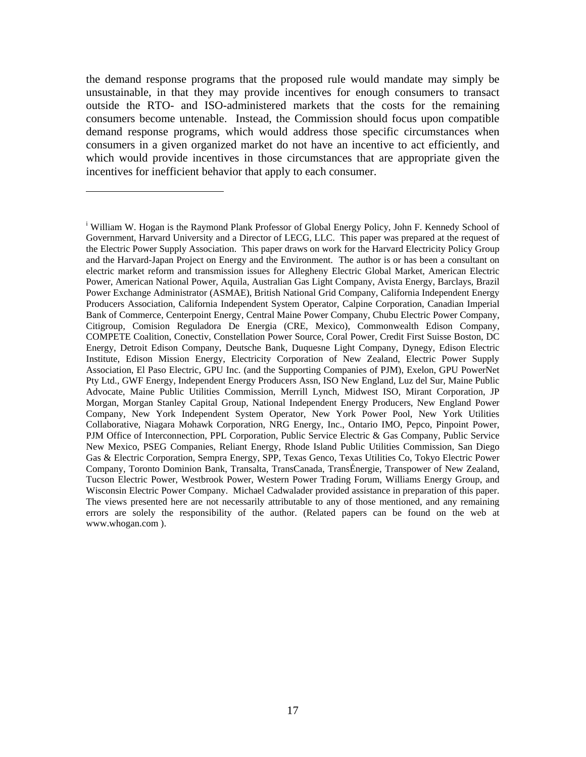the demand response programs that the proposed rule would mandate may simply be unsustainable, in that they may provide incentives for enough consumers to transact outside the RTO- and ISO-administered markets that the costs for the remaining consumers become untenable. Instead, the Commission should focus upon compatible demand response programs, which would address those specific circumstances when consumers in a given organized market do not have an incentive to act efficiently, and which would provide incentives in those circumstances that are appropriate given the incentives for inefficient behavior that apply to each consumer.

---

[i] William W. Hogan is the Raymond Plank Professor of Global Energy Policy, John F. Kennedy School of Government, Harvard University and a Director of LECG, LLC. This paper was prepared at the request of the Electric Power Supply Association. This paper draws on work for the Harvard Electricity Policy Group and the Harvard-Japan Project on Energy and the Environment. The author is or has been a consultant on electric market reform and transmission issues for Allegheny Electric Global Market, American Electric Power, American National Power, Aquila, Australian Gas Light Company, Avista Energy, Barclays, Brazil Power Exchange Administrator (ASMAE), British National Grid Company, California Independent Energy Producers Association, California Independent System Operator, Calpine Corporation, Canadian Imperial Bank of Commerce, Centerpoint Energy, Central Maine Power Company, Chubu Electric Power Company, Citigroup, Comision Reguladora De Energia (CRE, Mexico), Commonwealth Edison Company, COMPETE Coalition, Conectiv, Constellation Power Source, Coral Power, Credit First Suisse Boston, DC Energy, Detroit Edison Company, Deutsche Bank, Duquesne Light Company, Dynegy, Edison Electric Institute, Edison Mission Energy, Electricity Corporation of New Zealand, Electric Power Supply Association, El Paso Electric, GPU Inc. (and the Supporting Companies of PJM), Exelon, GPU PowerNet Pty Ltd., GWF Energy, Independent Energy Producers Assn, ISO New England, Luz del Sur, Maine Public Advocate, Maine Public Utilities Commission, Merrill Lynch, Midwest ISO, Mirant Corporation, JP Morgan, Morgan Stanley Capital Group, National Independent Energy Producers, New England Power Company, New York Independent System Operator, New York Power Pool, New York Utilities Collaborative, Niagara Mohawk Corporation, NRG Energy, Inc., Ontario IMO, Pepco, Pinpoint Power, PJM Office of Interconnection, PPL Corporation, Public Service Electric & Gas Company, Public Service New Mexico, PSEG Companies, Reliant Energy, Rhode Island Public Utilities Commission, San Diego Gas & Electric Corporation, Sempra Energy, SPP, Texas Genco, Texas Utilities Co, Tokyo Electric Power Company, Toronto Dominion Bank, Transalta, TransCanada, TransÉnergie, Transpower of New Zealand, Tucson Electric Power, Westbrook Power, Western Power Trading Forum, Williams Energy Group, and Wisconsin Electric Power Company. Michael Cadwalader provided assistance in preparation of this paper. The views presented here are not necessarily attributable to any of those mentioned, and any remaining errors are solely the responsibility of the author. (Related papers can be found on the web at www.whogan.com ).